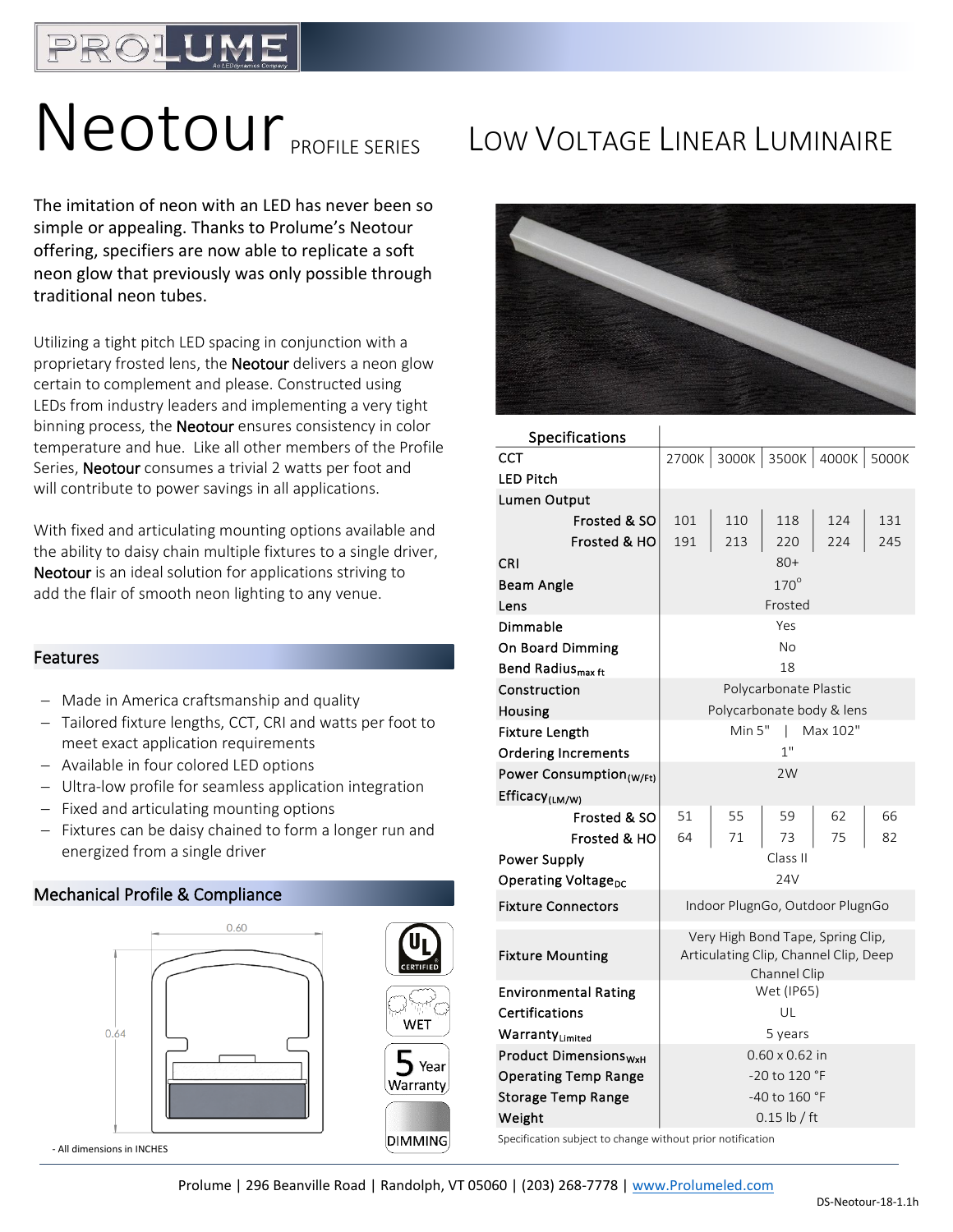# Neotour PROFILE SERIES

## LOW VOLTAGE LINEAR LUMINAIRE

The imitation of neon with an LED has never been so simple or appealing. Thanks to Prolume's Neotour offering, specifiers are now able to replicate a soft neon glow that previously was only possible through traditional neon tubes.

Utilizing a tight pitch LED spacing in conjunction with a proprietary frosted lens, the Neotour delivers a neon glow certain to complement and please. Constructed using LEDs from industry leaders and implementing a very tight binning process, the Neotour ensures consistency in color temperature and hue. Like all other members of the Profile Series, Neotour consumes a trivial 2 watts per foot and will contribute to power savings in all applications.

With fixed and articulating mounting options available and the ability to daisy chain multiple fixtures to a single driver, Neotour is an ideal solution for applications striving to add the flair of smooth neon lighting to any venue.

## Features

- Made in America craftsmanship and quality
- Tailored fixture lengths, CCT, CRI and watts per foot to meet exact application requirements
- Available in four colored LED options
- Ultra-low profile for seamless application integration
- Fixed and articulating mounting options
- Fixtures can be daisy chained to form a longer run and energized from a single driver

## Mechanical Profile & Compliance

0.60

0.64

- All dimensions in INCHES

UL CERTIFIED

WET

5 Year Warranty

DIMMING

| Specifications | | | | | |
|---|---|---|---|---|---|
| CCT | 2700K | 3000K | 3500K | 4000K | 5000K |
| LED Pitch | | | | | |
| Lumen Output | | | | | |
| Frosted & SO | 101 | 110 | 118 | 124 | 131 |
| Frosted & HO | 191 | 213 | 220 | 224 | 245 |
| CRI | 80+ | | | | |
| Beam Angle | 170° | | | | |
| Lens | Frosted | | | | |
| Dimmable | Yes | | | | |
| On Board Dimming | No | | | | |
| Bend Radius$_{max\ ft}$ | 18 | | | | |
| Construction | Polycarbonate Plastic | | | | |
| Housing | Polycarbonate body & lens | | | | |
| Fixture Length | Min 5" \| Max 102" | | | | |
| Ordering Increments | 1" | | | | |
| Power Consumption$_{(W/Ft)}$ | 2W | | | | |
| Efficacy$_{(LM/W)}$ | | | | | |
| Frosted & SO | 51 | 55 | 59 | 62 | 66 |
| Frosted & HO | 64 | 71 | 73 | 75 | 82 |
| Power Supply | Class II | | | | |
| Operating Voltage$_{DC}$ | 24V | | | | |
| Fixture Connectors | Indoor PlugnGo, Outdoor PlugnGo | | | | |
| Fixture Mounting | Very High Bond Tape, Spring Clip, Articulating Clip, Channel Clip, Deep Channel Clip | | | | |
| Environmental Rating | Wet (IP65) | | | | |
| Certifications | UL | | | | |
| Warranty$_{Limited}$ | 5 years | | | | |
| Product Dimensions$_{WxH}$ | 0.60 x 0.62 in | | | | |
| Operating Temp Range | -20 to 120 °F | | | | |
| Storage Temp Range | -40 to 160 °F | | | | |
| Weight | 0.15 lb / ft | | | | |

Specification subject to change without prior notification

Prolume | 296 Beanville Road | Randolph, VT 05060 | (203) 268-7778 | www.Prolumeled.com

DS-Neotour-18-1.1h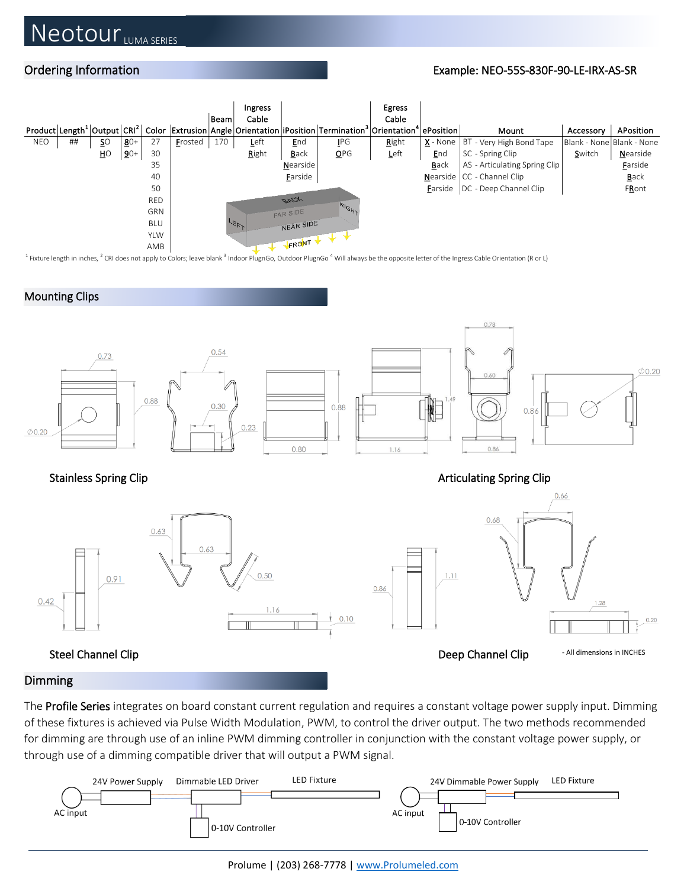# Neotour LUMA SERIES

## Ordering Information

Example: NEO-55S-830F-90-LE-IRX-AS-SR

| Product | Length[1] | Output | CRI[2] | Color | Extrusion | Beam Angle | Ingress Cable Orientation | iPosition | Termination[3] | Egress Cable Orientation[4] | ePosition | Mount | Accessory | APosition |
|---|---|---|---|---|---|---|---|---|---|---|---|---|---|---|
| NEO | ## | SO | 80+ | 27 | Frosted | 170 | Left | End | IPG | Right | X - None | BT - Very High Bond Tape | Blank - None | Blank - None |
| | | HO | 90+ | 30 | | | Right | Back | OPG | Left | End | SC - Spring Clip | Switch | Nearside |
| | | | | 35 | | | | Nearside | | | Back | AS - Articulating Spring Clip | | Farside |
| | | | | 40 | | | | Farside | | | Nearside | CC - Channel Clip | | Back |
| | | | | 50 | | | | | | | Farside | DC - Deep Channel Clip | | FRont |
| | | | | RED | | | | | | | | | | |
| | | | | GRN | | | | | | | | | | |
| | | | | BLU | | | | | | | | | | |
| | | | | YLW | | | | | | | | | | |
| | | | | AMB | | | | | | | | | | |

BACK
FAR SIDE
RIGHT
LEFT
NEAR SIDE
FRONT

[1] Fixture length in inches, [2] CRI does not apply to Colors; leave blank [3] Indoor PlugnGo, Outdoor PlugnGo [4] Will always be the opposite letter of the Ingress Cable Orientation (R or L)

## Mounting Clips

0.73
0.88
∅0.20
0.54
0.30
0.23
0.88
0.80

Stainless Spring Clip

0.78
0.60
1.49
1.16
0.86
0.86
∅0.20

Articulating Spring Clip

0.63
0.63
0.91
0.42
0.50
1.16
0.10

Steel Channel Clip

0.66
0.68
1.11
0.86
1.28
0.20

Deep Channel Clip

- All dimensions in INCHES

## Dimming

The **Profile Series** integrates on board constant current regulation and requires a constant voltage power supply input. Dimming of these fixtures is achieved via Pulse Width Modulation, PWM, to control the driver output. The two methods recommended for dimming are through use of an inline PWM dimming controller in conjunction with the constant voltage power supply, or through use of a dimming compatible driver that will output a PWM signal.

AC input
24V Power Supply
Dimmable LED Driver
LED Fixture
0-10V Controller

AC input
24V Dimmable Power Supply
LED Fixture
0-10V Controller

Prolume | (203) 268-7778 | www.Prolumeled.com